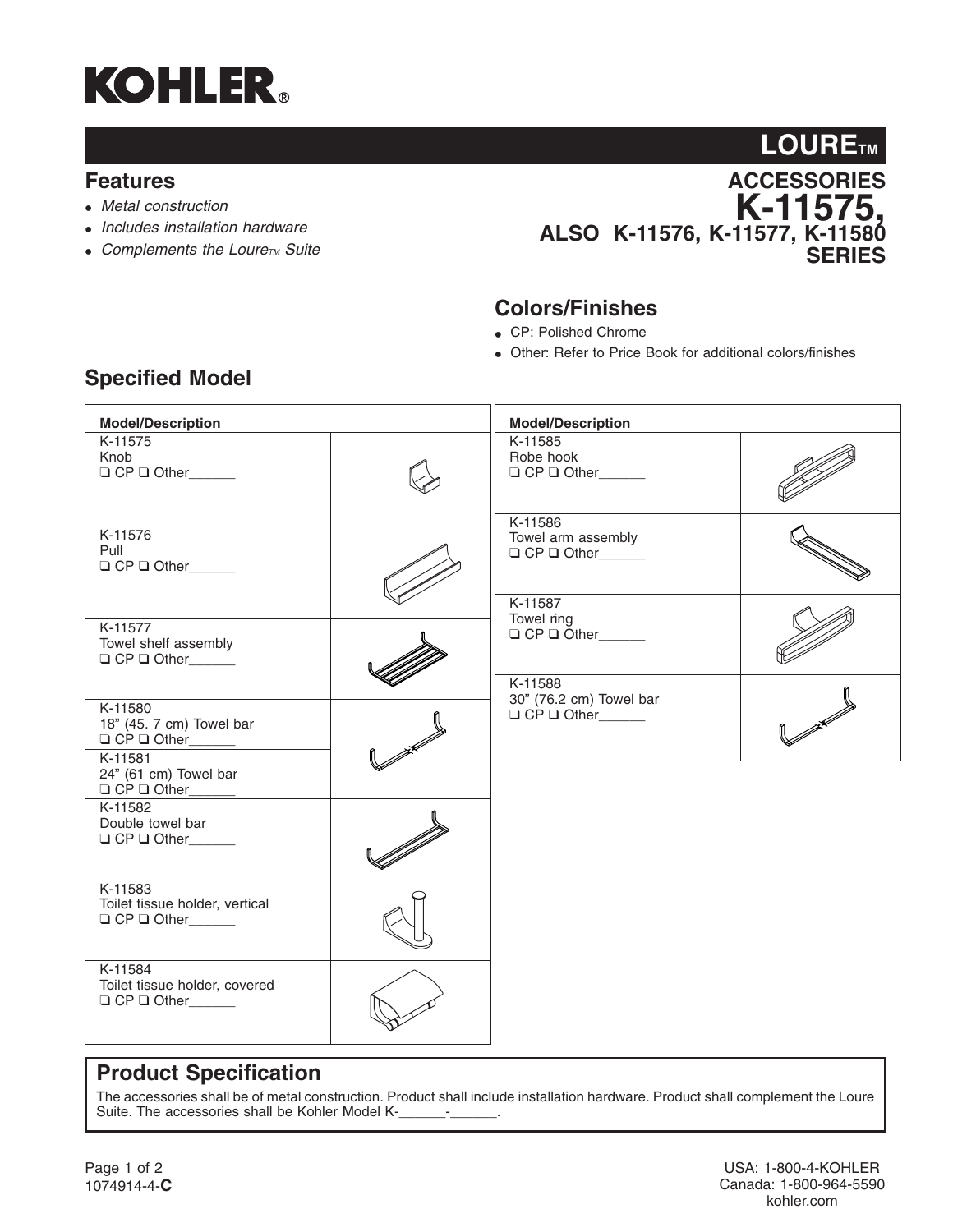# KOHLER®

## LOURE™

### ACCESSORIES K-11575, ALSO K-11576, K-11577, K-11580 SERIES

## Features

- *Metal construction*
- *Includes installation hardware*
- *Complements the Loure™ Suite*

## Colors/Finishes

- CP: Polished Chrome
- Other: Refer to Price Book for additional colors/finishes

## Specified Model

| Model/Description |
|---|
| K-11575<br>Knob<br>❑ CP ❑ Other______ |
| K-11576<br>Pull<br>❑ CP ❑ Other______ |
| K-11577<br>Towel shelf assembly<br>❑ CP ❑ Other______ |
| K-11580<br>18" (45. 7 cm) Towel bar<br>❑ CP ❑ Other______ |
| K-11581<br>24" (61 cm) Towel bar<br>❑ CP ❑ Other______ |
| K-11582<br>Double towel bar<br>❑ CP ❑ Other______ |
| K-11583<br>Toilet tissue holder, vertical<br>❑ CP ❑ Other______ |
| K-11584<br>Toilet tissue holder, covered<br>❑ CP ❑ Other______ |
| K-11585<br>Robe hook<br>❑ CP ❑ Other______ |
| K-11586<br>Towel arm assembly<br>❑ CP ❑ Other______ |
| K-11587<br>Towel ring<br>❑ CP ❑ Other______ |
| K-11588<br>30" (76.2 cm) Towel bar<br>❑ CP ❑ Other______ |

## Product Specification

The accessories shall be of metal construction. Product shall include installation hardware. Product shall complement the Loure Suite. The accessories shall be Kohler Model K-______-______.

1074914-4-**C**

USA: 1-800-4-KOHLER
Canada: 1-800-964-5590
kohler.com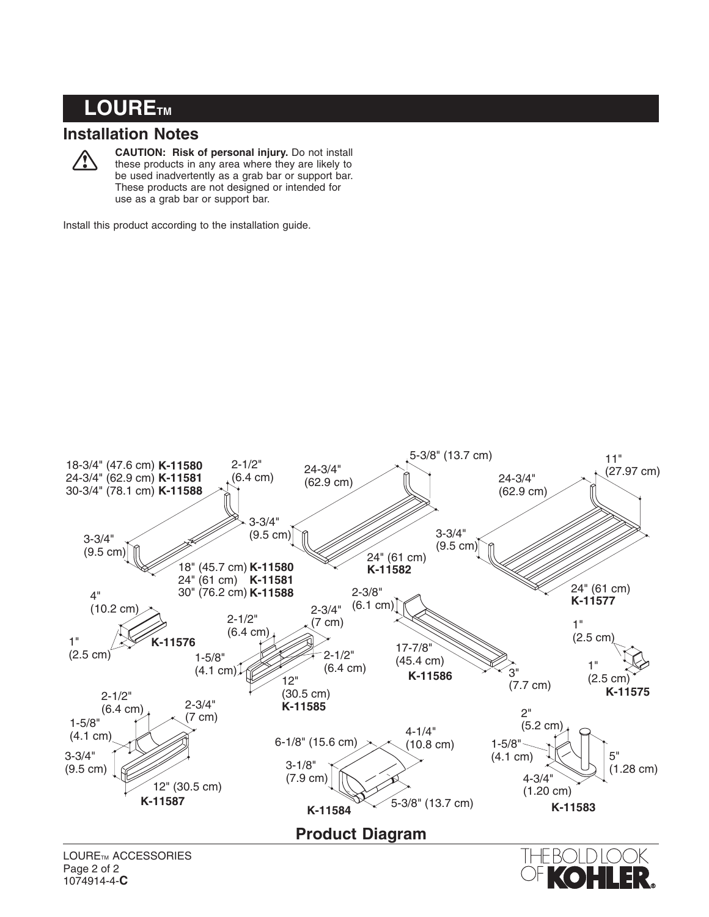# LOURE™

## Installation Notes

**CAUTION: Risk of personal injury.** Do not install these products in any area where they are likely to be used inadvertently as a grab bar or support bar. These products are not designed or intended for use as a grab bar or support bar.

Install this product according to the installation guide.

18-3/4" (47.6 cm) **K-11580**
24-3/4" (62.9 cm) **K-11581**
30-3/4" (78.1 cm) **K-11588**
2-1/2" (6.4 cm)
3-3/4" (9.5 cm)
3-3/4" (9.5 cm)
18" (45.7 cm) **K-11580**
24" (61 cm) **K-11581**
30" (76.2 cm) **K-11588**

24-3/4" (62.9 cm)
5-3/8" (13.7 cm)
3-3/4" (9.5 cm)
24" (61 cm)
**K-11582**

24-3/4" (62.9 cm)
11" (27.97 cm)
3-3/4" (9.5 cm)
24" (61 cm)
**K-11577**

4" (10.2 cm)
1" (2.5 cm)
**K-11576**

2-1/2" (6.4 cm)
2-3/4" (7 cm)
1-5/8" (4.1 cm)
2-1/2" (6.4 cm)
12" (30.5 cm)
**K-11585**

2-3/8" (6.1 cm)
17-7/8" (45.4 cm)
3" (7.7 cm)
**K-11586**

1" (2.5 cm)
1" (2.5 cm)
**K-11575**

2-1/2" (6.4 cm)
2-3/4" (7 cm)
1-5/8" (4.1 cm)
3-3/4" (9.5 cm)
12" (30.5 cm)
**K-11587**

6-1/8" (15.6 cm)
4-1/4" (10.8 cm)
3-1/8" (7.9 cm)
5-3/8" (13.7 cm)
**K-11584**

2" (5.2 cm)
1-5/8" (4.1 cm)
5" (1.28 cm)
4-3/4" (1.20 cm)
**K-11583**

**Product Diagram**

LOURE™ ACCESSORIES
1074914-4-**C**